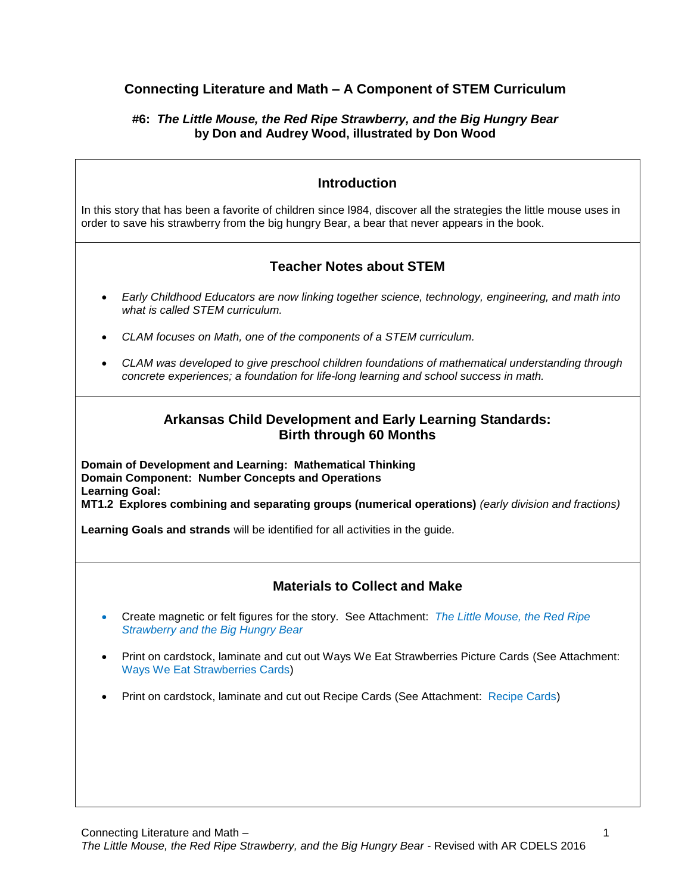# Connecting Literature and Math – A Component of STEM Curriculum

**#6: *The Little Mouse, the Red Ripe Strawberry, and the Big Hungry Bear***
**by Don and Audrey Wood, illustrated by Don Wood**

## Introduction

In this story that has been a favorite of children since l984, discover all the strategies the little mouse uses in order to save his strawberry from the big hungry Bear, a bear that never appears in the book.

## Teacher Notes about STEM

- *Early Childhood Educators are now linking together science, technology, engineering, and math into what is called STEM curriculum.*
- *CLAM focuses on Math, one of the components of a STEM curriculum.*
- *CLAM was developed to give preschool children foundations of mathematical understanding through concrete experiences; a foundation for life-long learning and school success in math.*

## Arkansas Child Development and Early Learning Standards: Birth through 60 Months

**Domain of Development and Learning: Mathematical Thinking**
**Domain Component: Number Concepts and Operations**
**Learning Goal:**
**MT1.2 Explores combining and separating groups (numerical operations)** *(early division and fractions)*

**Learning Goals and strands** will be identified for all activities in the guide.

## Materials to Collect and Make

- Create magnetic or felt figures for the story. See Attachment: *The Little Mouse, the Red Ripe Strawberry and the Big Hungry Bear*
- Print on cardstock, laminate and cut out Ways We Eat Strawberries Picture Cards (See Attachment: Ways We Eat Strawberries Cards)
- Print on cardstock, laminate and cut out Recipe Cards (See Attachment: Recipe Cards)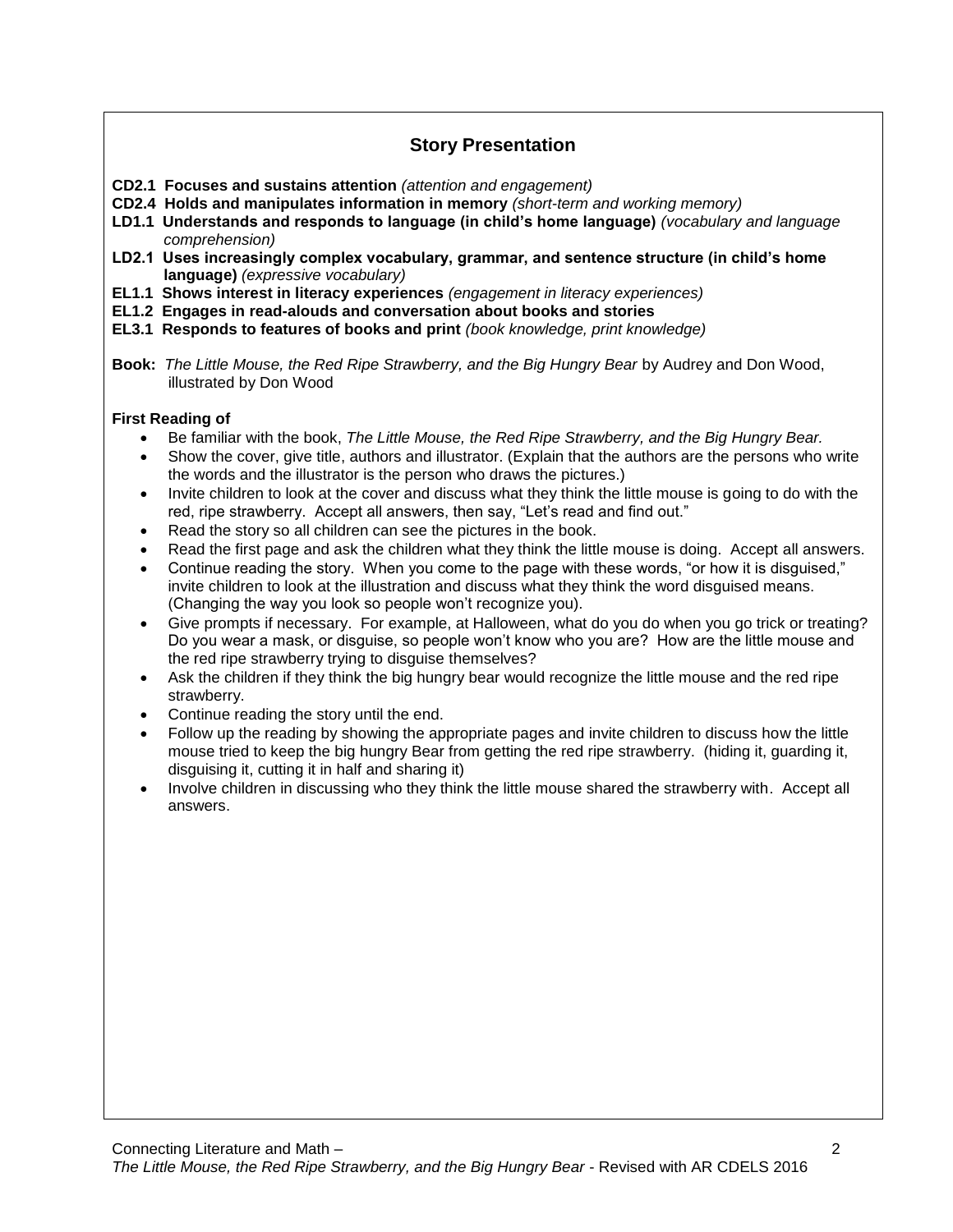## Story Presentation

**CD2.1 Focuses and sustains attention** *(attention and engagement)*
**CD2.4 Holds and manipulates information in memory** *(short-term and working memory)*
**LD1.1 Understands and responds to language (in child's home language)** *(vocabulary and language comprehension)*
**LD2.1 Uses increasingly complex vocabulary, grammar, and sentence structure (in child's home language)** *(expressive vocabulary)*
**EL1.1 Shows interest in literacy experiences** *(engagement in literacy experiences)*
**EL1.2 Engages in read-alouds and conversation about books and stories**
**EL3.1 Responds to features of books and print** *(book knowledge, print knowledge)*

**Book:** *The Little Mouse, the Red Ripe Strawberry, and the Big Hungry Bear* by Audrey and Don Wood, illustrated by Don Wood

**First Reading of**

- Be familiar with the book, *The Little Mouse, the Red Ripe Strawberry, and the Big Hungry Bear.*
- Show the cover, give title, authors and illustrator. (Explain that the authors are the persons who write the words and the illustrator is the person who draws the pictures.)
- Invite children to look at the cover and discuss what they think the little mouse is going to do with the red, ripe strawberry. Accept all answers, then say, "Let's read and find out."
- Read the story so all children can see the pictures in the book.
- Read the first page and ask the children what they think the little mouse is doing. Accept all answers.
- Continue reading the story. When you come to the page with these words, "or how it is disguised," invite children to look at the illustration and discuss what they think the word disguised means. (Changing the way you look so people won't recognize you).
- Give prompts if necessary. For example, at Halloween, what do you do when you go trick or treating? Do you wear a mask, or disguise, so people won't know who you are? How are the little mouse and the red ripe strawberry trying to disguise themselves?
- Ask the children if they think the big hungry bear would recognize the little mouse and the red ripe strawberry.
- Continue reading the story until the end.
- Follow up the reading by showing the appropriate pages and invite children to discuss how the little mouse tried to keep the big hungry Bear from getting the red ripe strawberry. (hiding it, guarding it, disguising it, cutting it in half and sharing it)
- Involve children in discussing who they think the little mouse shared the strawberry with. Accept all answers.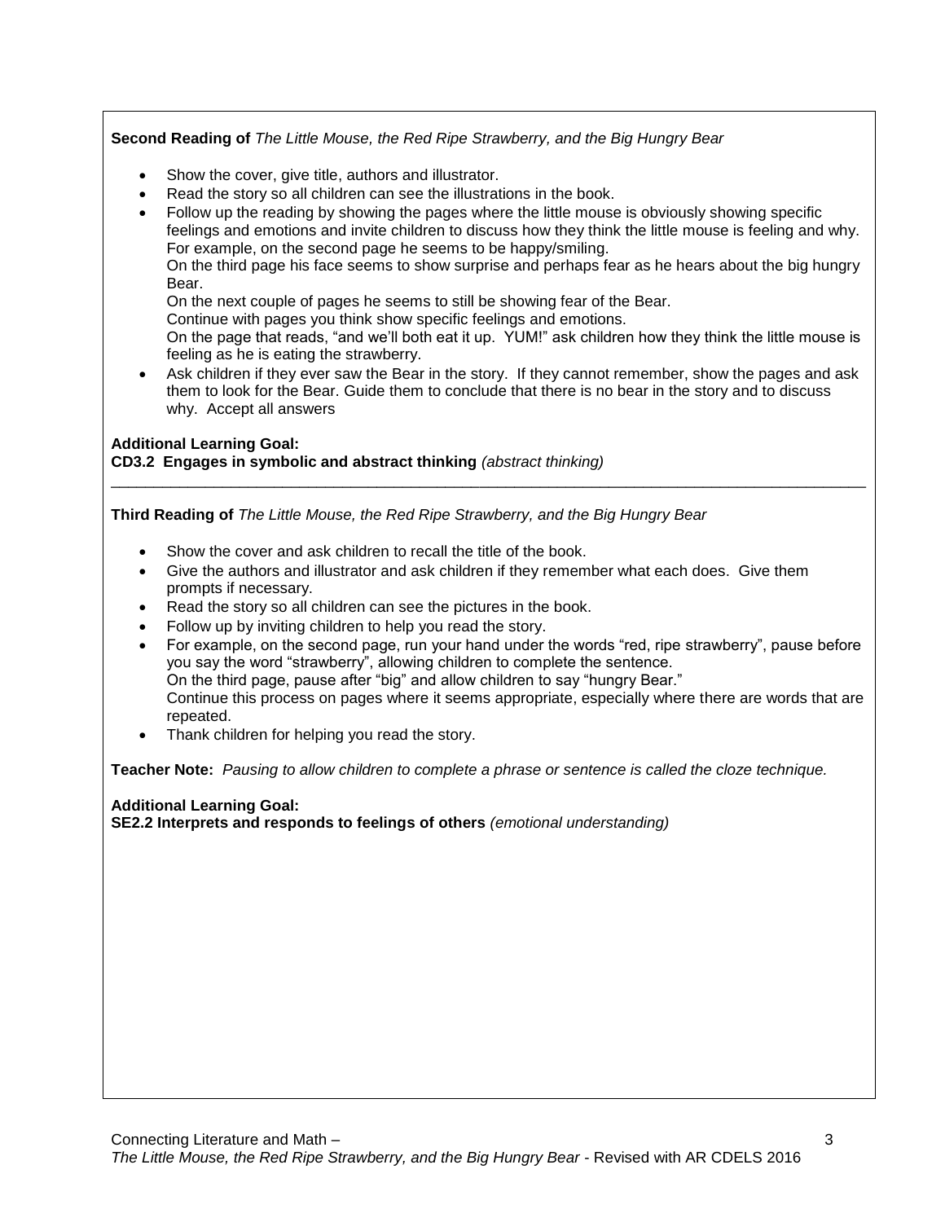**Second Reading of** *The Little Mouse, the Red Ripe Strawberry, and the Big Hungry Bear*

- Show the cover, give title, authors and illustrator.
- Read the story so all children can see the illustrations in the book.
- Follow up the reading by showing the pages where the little mouse is obviously showing specific feelings and emotions and invite children to discuss how they think the little mouse is feeling and why. For example, on the second page he seems to be happy/smiling.
  On the third page his face seems to show surprise and perhaps fear as he hears about the big hungry Bear.
  On the next couple of pages he seems to still be showing fear of the Bear.
  Continue with pages you think show specific feelings and emotions.
  On the page that reads, "and we'll both eat it up. YUM!" ask children how they think the little mouse is feeling as he is eating the strawberry.
- Ask children if they ever saw the Bear in the story. If they cannot remember, show the pages and ask them to look for the Bear. Guide them to conclude that there is no bear in the story and to discuss why. Accept all answers

**Additional Learning Goal:**
**CD3.2 Engages in symbolic and abstract thinking** *(abstract thinking)*

---

**Third Reading of** *The Little Mouse, the Red Ripe Strawberry, and the Big Hungry Bear*

- Show the cover and ask children to recall the title of the book.
- Give the authors and illustrator and ask children if they remember what each does. Give them prompts if necessary.
- Read the story so all children can see the pictures in the book.
- Follow up by inviting children to help you read the story.
- For example, on the second page, run your hand under the words "red, ripe strawberry", pause before you say the word "strawberry", allowing children to complete the sentence.
  On the third page, pause after "big" and allow children to say "hungry Bear."
  Continue this process on pages where it seems appropriate, especially where there are words that are repeated.
- Thank children for helping you read the story.

**Teacher Note:** *Pausing to allow children to complete a phrase or sentence is called the cloze technique.*

**Additional Learning Goal:**
**SE2.2 Interprets and responds to feelings of others** *(emotional understanding)*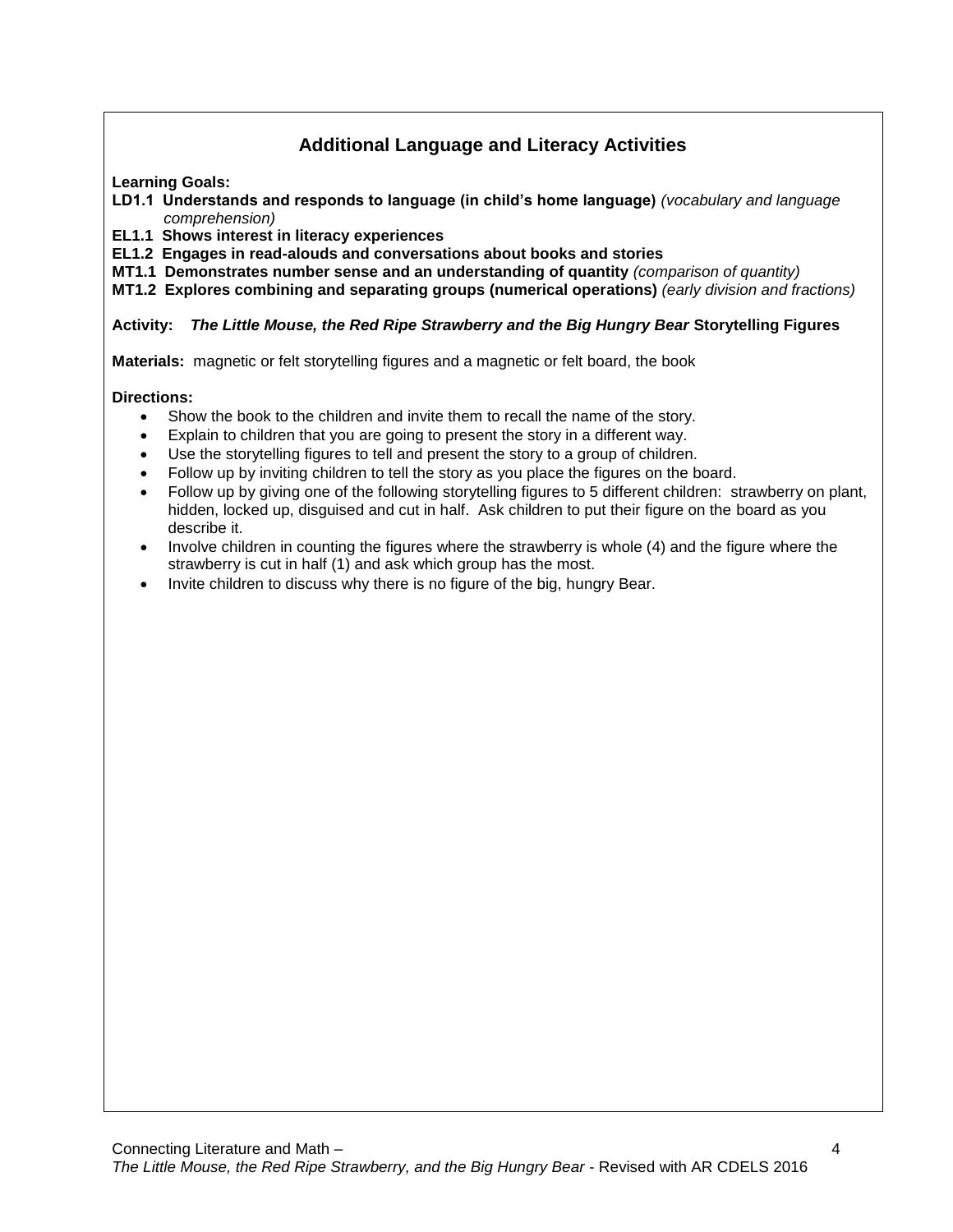## Additional Language and Literacy Activities

**Learning Goals:**

**LD1.1 Understands and responds to language (in child's home language)** *(vocabulary and language comprehension)*
**EL1.1 Shows interest in literacy experiences**
**EL1.2 Engages in read-alouds and conversations about books and stories**
**MT1.1 Demonstrates number sense and an understanding of quantity** *(comparison of quantity)*
**MT1.2 Explores combining and separating groups (numerical operations)** *(early division and fractions)*

**Activity:** ***The Little Mouse, the Red Ripe Strawberry and the Big Hungry Bear*** **Storytelling Figures**

**Materials:** magnetic or felt storytelling figures and a magnetic or felt board, the book

**Directions:**

- Show the book to the children and invite them to recall the name of the story.
- Explain to children that you are going to present the story in a different way.
- Use the storytelling figures to tell and present the story to a group of children.
- Follow up by inviting children to tell the story as you place the figures on the board.
- Follow up by giving one of the following storytelling figures to 5 different children: strawberry on plant, hidden, locked up, disguised and cut in half. Ask children to put their figure on the board as you describe it.
- Involve children in counting the figures where the strawberry is whole (4) and the figure where the strawberry is cut in half (1) and ask which group has the most.
- Invite children to discuss why there is no figure of the big, hungry Bear.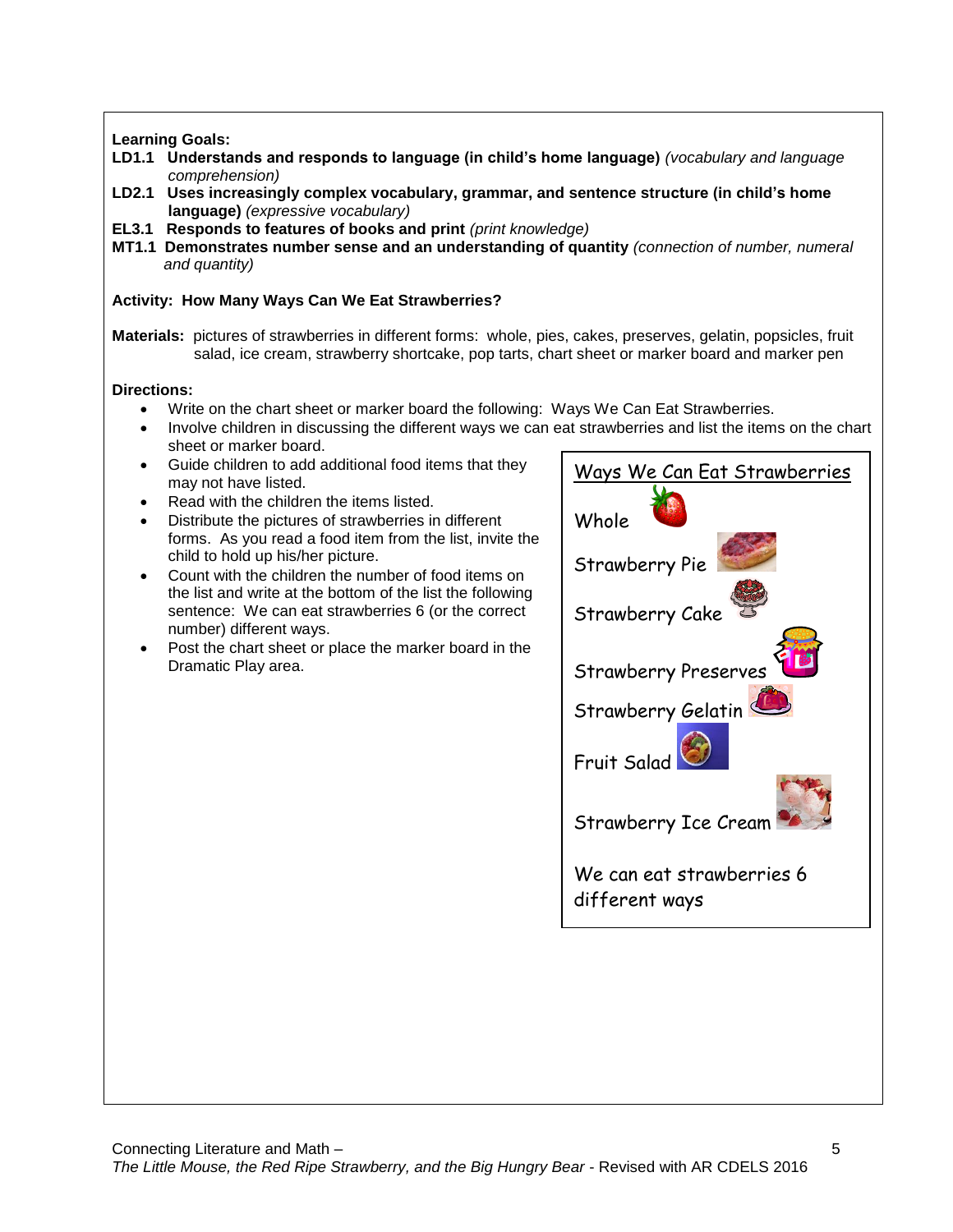**Learning Goals:**

**LD1.1 Understands and responds to language (in child's home language)** *(vocabulary and language comprehension)*

**LD2.1 Uses increasingly complex vocabulary, grammar, and sentence structure (in child's home language)** *(expressive vocabulary)*

**EL3.1 Responds to features of books and print** *(print knowledge)*

**MT1.1 Demonstrates number sense and an understanding of quantity** *(connection of number, numeral and quantity)*

**Activity: How Many Ways Can We Eat Strawberries?**

**Materials:** pictures of strawberries in different forms: whole, pies, cakes, preserves, gelatin, popsicles, fruit salad, ice cream, strawberry shortcake, pop tarts, chart sheet or marker board and marker pen

**Directions:**

- Write on the chart sheet or marker board the following: Ways We Can Eat Strawberries.
- Involve children in discussing the different ways we can eat strawberries and list the items on the chart sheet or marker board.
- Guide children to add additional food items that they may not have listed.
- Read with the children the items listed.
- Distribute the pictures of strawberries in different forms. As you read a food item from the list, invite the child to hold up his/her picture.
- Count with the children the number of food items on the list and write at the bottom of the list the following sentence: We can eat strawberries 6 (or the correct number) different ways.
- Post the chart sheet or place the marker board in the Dramatic Play area.

Ways We Can Eat Strawberries

Whole

Strawberry Pie

Strawberry Cake

Strawberry Preserves

Strawberry Gelatin

Fruit Salad

Strawberry Ice Cream

We can eat strawberries 6 different ways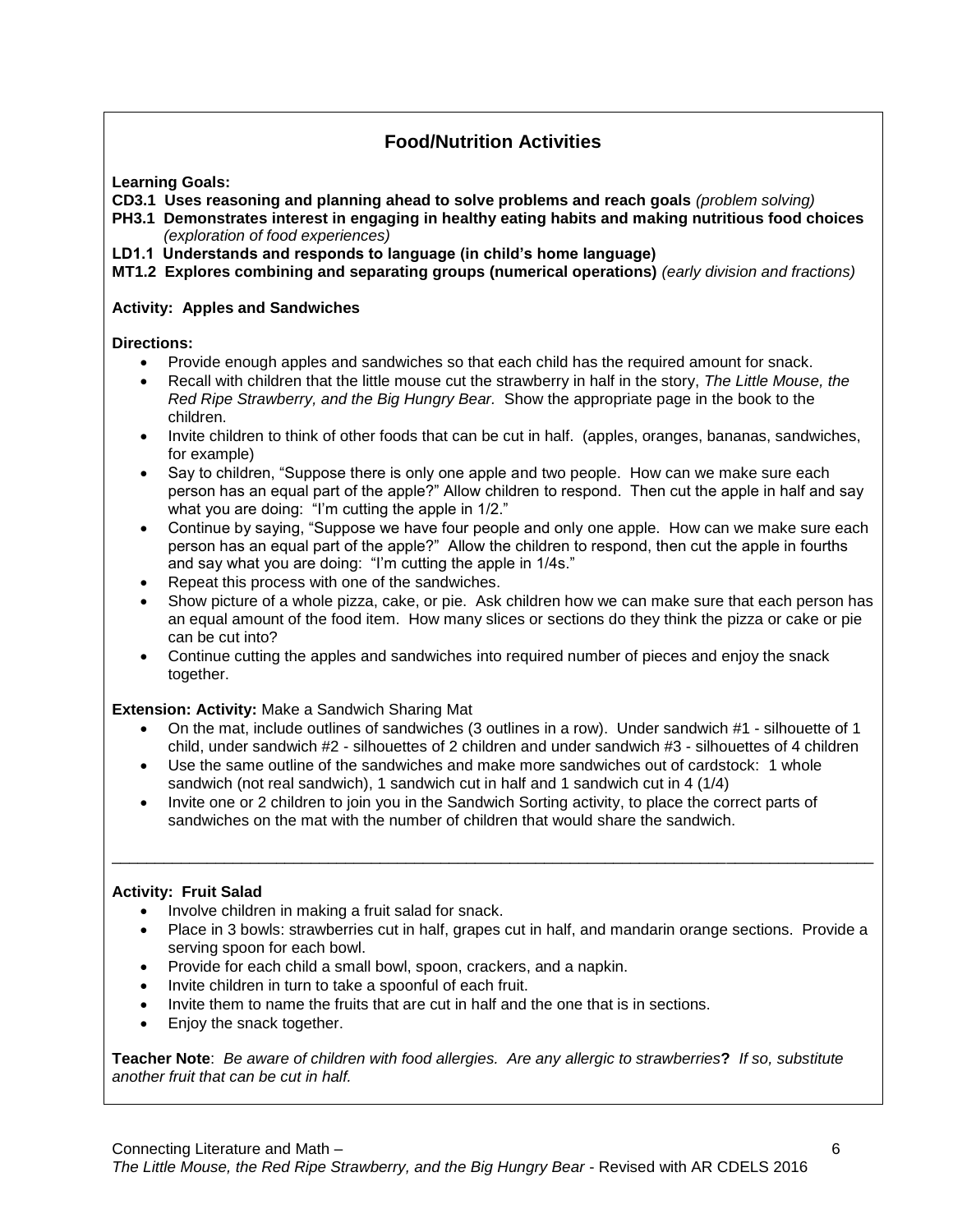## Food/Nutrition Activities

**Learning Goals:**

**CD3.1 Uses reasoning and planning ahead to solve problems and reach goals** *(problem solving)*

**PH3.1 Demonstrates interest in engaging in healthy eating habits and making nutritious food choices** *(exploration of food experiences)*

**LD1.1 Understands and responds to language (in child's home language)**

**MT1.2 Explores combining and separating groups (numerical operations)** *(early division and fractions)*

**Activity: Apples and Sandwiches**

**Directions:**

- Provide enough apples and sandwiches so that each child has the required amount for snack.
- Recall with children that the little mouse cut the strawberry in half in the story, *The Little Mouse, the Red Ripe Strawberry, and the Big Hungry Bear.* Show the appropriate page in the book to the children.
- Invite children to think of other foods that can be cut in half. (apples, oranges, bananas, sandwiches, for example)
- Say to children, "Suppose there is only one apple and two people. How can we make sure each person has an equal part of the apple?" Allow children to respond. Then cut the apple in half and say what you are doing: "I'm cutting the apple in 1/2."
- Continue by saying, "Suppose we have four people and only one apple. How can we make sure each person has an equal part of the apple?" Allow the children to respond, then cut the apple in fourths and say what you are doing: "I'm cutting the apple in 1/4s."
- Repeat this process with one of the sandwiches.
- Show picture of a whole pizza, cake, or pie. Ask children how we can make sure that each person has an equal amount of the food item. How many slices or sections do they think the pizza or cake or pie can be cut into?
- Continue cutting the apples and sandwiches into required number of pieces and enjoy the snack together.

**Extension: Activity:** Make a Sandwich Sharing Mat

- On the mat, include outlines of sandwiches (3 outlines in a row). Under sandwich #1 - silhouette of 1 child, under sandwich #2 - silhouettes of 2 children and under sandwich #3 - silhouettes of 4 children
- Use the same outline of the sandwiches and make more sandwiches out of cardstock: 1 whole sandwich (not real sandwich), 1 sandwich cut in half and 1 sandwich cut in 4 (1/4)
- Invite one or 2 children to join you in the Sandwich Sorting activity, to place the correct parts of sandwiches on the mat with the number of children that would share the sandwich.

---

**Activity: Fruit Salad**

- Involve children in making a fruit salad for snack.
- Place in 3 bowls: strawberries cut in half, grapes cut in half, and mandarin orange sections. Provide a serving spoon for each bowl.
- Provide for each child a small bowl, spoon, crackers, and a napkin.
- Invite children in turn to take a spoonful of each fruit.
- Invite them to name the fruits that are cut in half and the one that is in sections.
- Enjoy the snack together.

**Teacher Note**: *Be aware of children with food allergies. Are any allergic to strawberries***?** *If so, substitute another fruit that can be cut in half.*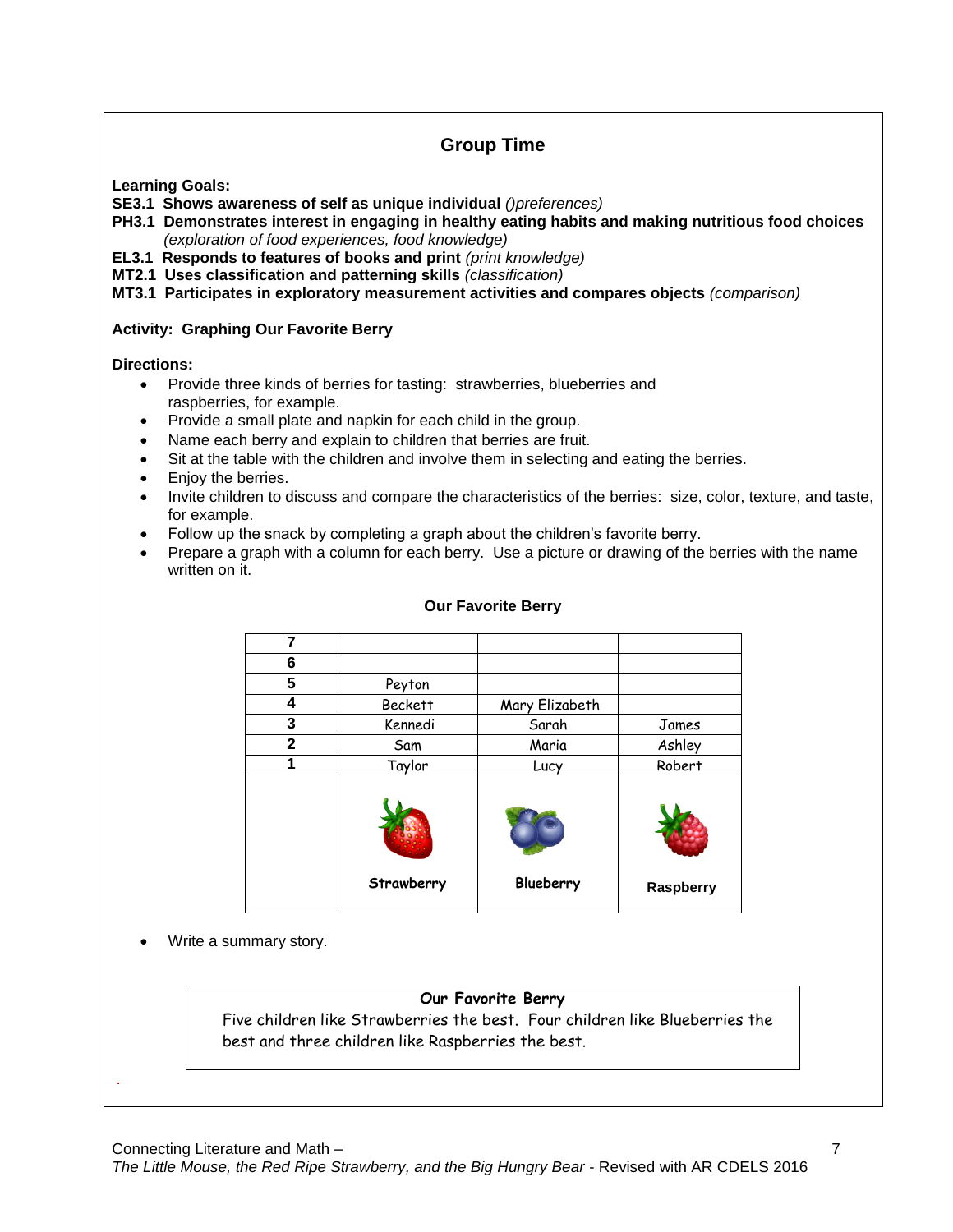## Group Time

**Learning Goals:**

**SE3.1 Shows awareness of self as unique individual** *()preferences)*

**PH3.1 Demonstrates interest in engaging in healthy eating habits and making nutritious food choices** *(exploration of food experiences, food knowledge)*

**EL3.1 Responds to features of books and print** *(print knowledge)*

**MT2.1 Uses classification and patterning skills** *(classification)*

**MT3.1 Participates in exploratory measurement activities and compares objects** *(comparison)*

**Activity: Graphing Our Favorite Berry**

**Directions:**

- Provide three kinds of berries for tasting: strawberries, blueberries and raspberries, for example.
- Provide a small plate and napkin for each child in the group.
- Name each berry and explain to children that berries are fruit.
- Sit at the table with the children and involve them in selecting and eating the berries.
- Enjoy the berries.
- Invite children to discuss and compare the characteristics of the berries: size, color, texture, and taste, for example.
- Follow up the snack by completing a graph about the children's favorite berry.
- Prepare a graph with a column for each berry. Use a picture or drawing of the berries with the name written on it.

**Our Favorite Berry**

| | | | |
|---|---|---|---|
| **7** | | | |
| **6** | | | |
| **5** | Peyton | | |
| **4** | Beckett | Mary Elizabeth | |
| **3** | Kennedi | Sarah | James |
| **2** | Sam | Maria | Ashley |
| **1** | Taylor | Lucy | Robert |
| | **Strawberry** | **Blueberry** | **Raspberry** |

- Write a summary story.

> **Our Favorite Berry**
> Five children like Strawberries the best. Four children like Blueberries the best and three children like Raspberries the best.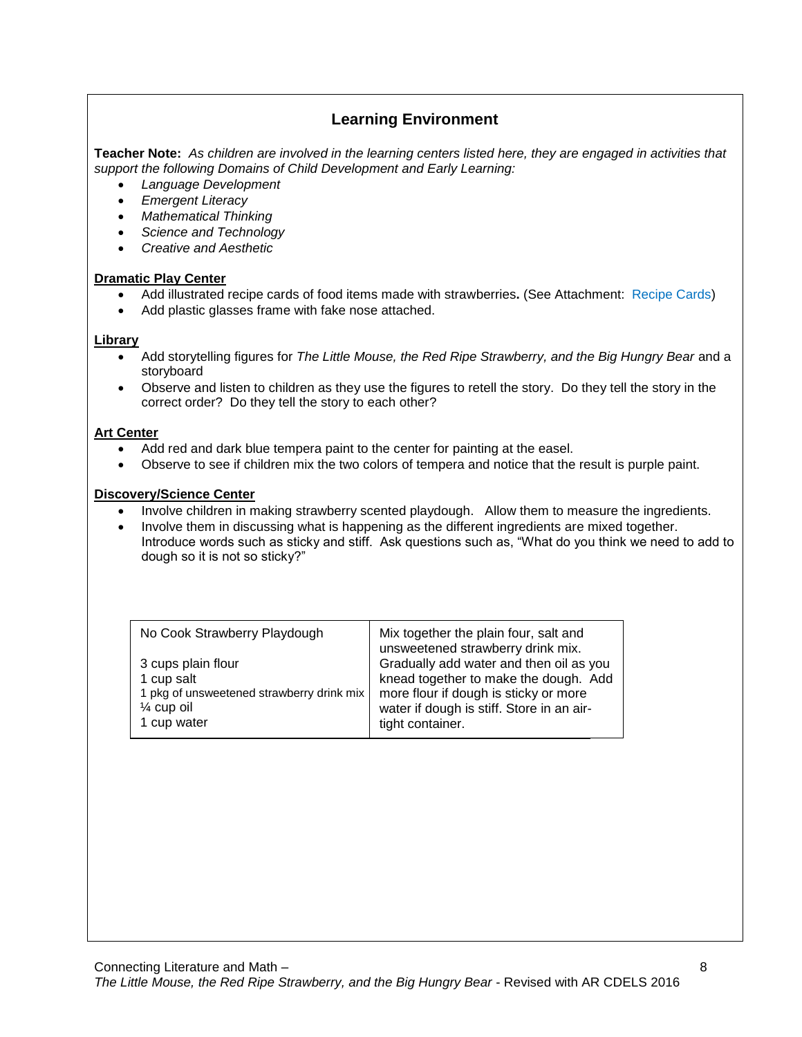## Learning Environment

**Teacher Note:** *As children are involved in the learning centers listed here, they are engaged in activities that support the following Domains of Child Development and Early Learning:*

- *Language Development*
- *Emergent Literacy*
- *Mathematical Thinking*
- *Science and Technology*
- *Creative and Aesthetic*

**Dramatic Play Center**

- Add illustrated recipe cards of food items made with strawberries**.** (See Attachment: Recipe Cards)
- Add plastic glasses frame with fake nose attached.

**Library**

- Add storytelling figures for *The Little Mouse, the Red Ripe Strawberry, and the Big Hungry Bear* and a storyboard
- Observe and listen to children as they use the figures to retell the story. Do they tell the story in the correct order? Do they tell the story to each other?

**Art Center**

- Add red and dark blue tempera paint to the center for painting at the easel.
- Observe to see if children mix the two colors of tempera and notice that the result is purple paint.

**Discovery/Science Center**

- Involve children in making strawberry scented playdough. Allow them to measure the ingredients.
- Involve them in discussing what is happening as the different ingredients are mixed together. Introduce words such as sticky and stiff. Ask questions such as, "What do you think we need to add to dough so it is not so sticky?"

| No Cook Strawberry Playdough<br><br>3 cups plain flour<br>1 cup salt<br>1 pkg of unsweetened strawberry drink mix<br>¼ cup oil<br>1 cup water | Mix together the plain four, salt and unsweetened strawberry drink mix. Gradually add water and then oil as you knead together to make the dough. Add more flour if dough is sticky or more water if dough is stiff. Store in an air-tight container. |
|---|---|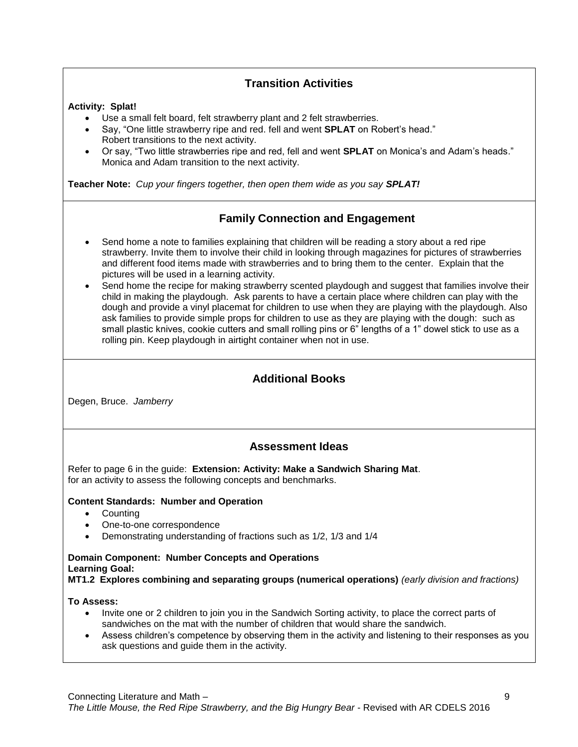## Transition Activities

**Activity: Splat!**

- Use a small felt board, felt strawberry plant and 2 felt strawberries.
- Say, "One little strawberry ripe and red. fell and went **SPLAT** on Robert's head."
  Robert transitions to the next activity.
- Or say, "Two little strawberries ripe and red, fell and went **SPLAT** on Monica's and Adam's heads."
  Monica and Adam transition to the next activity.

**Teacher Note:** *Cup your fingers together, then open them wide as you say **SPLAT!***

## Family Connection and Engagement

- Send home a note to families explaining that children will be reading a story about a red ripe strawberry. Invite them to involve their child in looking through magazines for pictures of strawberries and different food items made with strawberries and to bring them to the center. Explain that the pictures will be used in a learning activity.
- Send home the recipe for making strawberry scented playdough and suggest that families involve their child in making the playdough. Ask parents to have a certain place where children can play with the dough and provide a vinyl placemat for children to use when they are playing with the playdough. Also ask families to provide simple props for children to use as they are playing with the dough: such as small plastic knives, cookie cutters and small rolling pins or 6" lengths of a 1" dowel stick to use as a rolling pin. Keep playdough in airtight container when not in use.

## Additional Books

Degen, Bruce. *Jamberry*

## Assessment Ideas

Refer to page 6 in the guide: **Extension: Activity: Make a Sandwich Sharing Mat**.
for an activity to assess the following concepts and benchmarks.

**Content Standards: Number and Operation**

- Counting
- One-to-one correspondence
- Demonstrating understanding of fractions such as 1/2, 1/3 and 1/4

**Domain Component: Number Concepts and Operations**
**Learning Goal:**
**MT1.2 Explores combining and separating groups (numerical operations)** *(early division and fractions)*

**To Assess:**

- Invite one or 2 children to join you in the Sandwich Sorting activity, to place the correct parts of sandwiches on the mat with the number of children that would share the sandwich.
- Assess children's competence by observing them in the activity and listening to their responses as you ask questions and guide them in the activity.